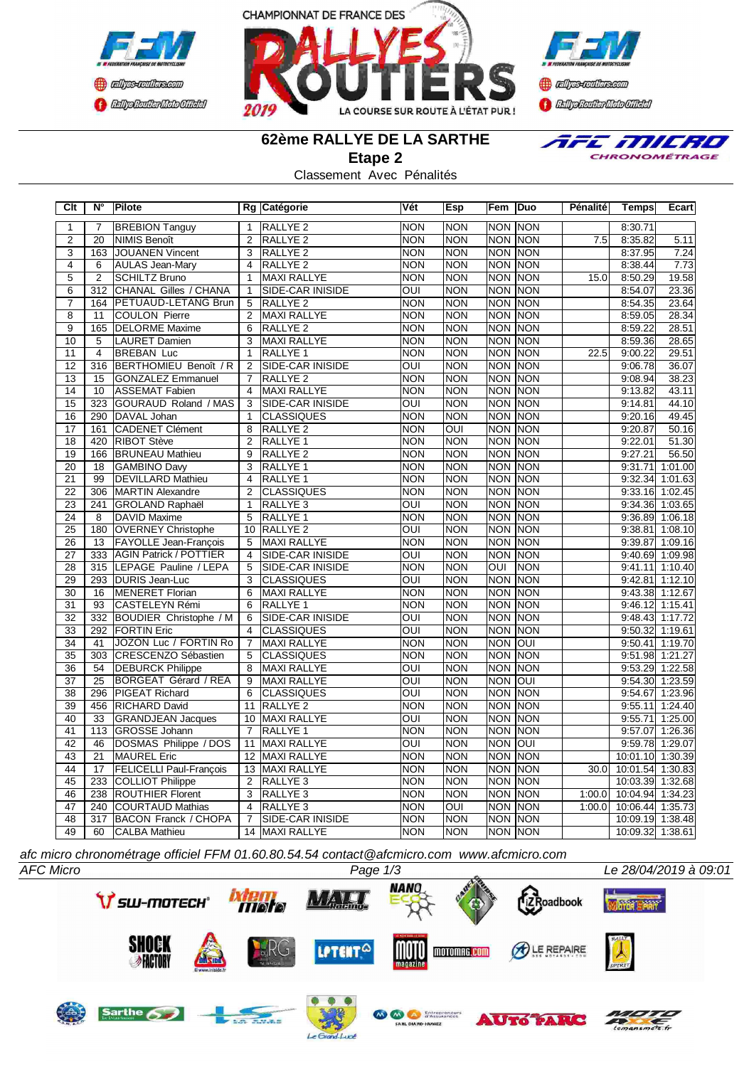# 62ème RALLYE DE LA SARTHE

## Etape 2

Classement Avec Pénalités

| Clt | N° | Pilote | Rg | Catégorie | Vét | Esp | Fem | Duo | Pénalité | Temps | Ecart |
|---|---|---|---|---|---|---|---|---|---|---|---|
| 1 | 7 | BREBION Tanguy | 1 | RALLYE 2 | NON | NON | NON | NON | | 8:30.71 | |
| 2 | 20 | NIMIS Benoît | 2 | RALLYE 2 | NON | NON | NON | NON | 7.5 | 8:35.82 | 5.11 |
| 3 | 163 | JOUANEN Vincent | 3 | RALLYE 2 | NON | NON | NON | NON | | 8:37.95 | 7.24 |
| 4 | 6 | AULAS Jean-Mary | 4 | RALLYE 2 | NON | NON | NON | NON | | 8:38.44 | 7.73 |
| 5 | 2 | SCHILTZ Bruno | 1 | MAXI RALLYE | NON | NON | NON | NON | 15.0 | 8:50.29 | 19.58 |
| 6 | 312 | CHANAL Gilles / CHANA | 1 | SIDE-CAR INISIDE | OUI | NON | NON | NON | | 8:54.07 | 23.36 |
| 7 | 164 | PETUAUD-LETANG Brun | 5 | RALLYE 2 | NON | NON | NON | NON | | 8:54.35 | 23.64 |
| 8 | 11 | COULON Pierre | 2 | MAXI RALLYE | NON | NON | NON | NON | | 8:59.05 | 28.34 |
| 9 | 165 | DELORME Maxime | 6 | RALLYE 2 | NON | NON | NON | NON | | 8:59.22 | 28.51 |
| 10 | 5 | LAURET Damien | 3 | MAXI RALLYE | NON | NON | NON | NON | | 8:59.36 | 28.65 |
| 11 | 4 | BREBAN Luc | 1 | RALLYE 1 | NON | NON | NON | NON | 22.5 | 9:00.22 | 29.51 |
| 12 | 316 | BERTHOMIEU Benoît / R | 2 | SIDE-CAR INISIDE | OUI | NON | NON | NON | | 9:06.78 | 36.07 |
| 13 | 15 | GONZALEZ Emmanuel | 7 | RALLYE 2 | NON | NON | NON | NON | | 9:08.94 | 38.23 |
| 14 | 10 | ASSEMAT Fabien | 4 | MAXI RALLYE | NON | NON | NON | NON | | 9:13.82 | 43.11 |
| 15 | 323 | GOURAUD Roland / MAS | 3 | SIDE-CAR INISIDE | OUI | NON | NON | NON | | 9:14.81 | 44.10 |
| 16 | 290 | DAVAL Johan | 1 | CLASSIQUES | NON | NON | NON | NON | | 9:20.16 | 49.45 |
| 17 | 161 | CADENET Clément | 8 | RALLYE 2 | NON | OUI | NON | NON | | 9:20.87 | 50.16 |
| 18 | 420 | RIBOT Stève | 2 | RALLYE 1 | NON | NON | NON | NON | | 9:22.01 | 51.30 |
| 19 | 166 | BRUNEAU Mathieu | 9 | RALLYE 2 | NON | NON | NON | NON | | 9:27.21 | 56.50 |
| 20 | 18 | GAMBINO Davy | 3 | RALLYE 1 | NON | NON | NON | NON | | 9:31.71 | 1:01.00 |
| 21 | 99 | DEVILLARD Mathieu | 4 | RALLYE 1 | NON | NON | NON | NON | | 9:32.34 | 1:01.63 |
| 22 | 306 | MARTIN Alexandre | 2 | CLASSIQUES | NON | NON | NON | NON | | 9:33.16 | 1:02.45 |
| 23 | 241 | GROLAND Raphaël | 1 | RALLYE 3 | OUI | NON | NON | NON | | 9:34.36 | 1:03.65 |
| 24 | 8 | DAVID Maxime | 5 | RALLYE 1 | NON | NON | NON | NON | | 9:36.89 | 1:06.18 |
| 25 | 180 | OVERNEY Christophe | 10 | RALLYE 2 | OUI | NON | NON | NON | | 9:38.81 | 1:08.10 |
| 26 | 13 | FAYOLLE Jean-François | 5 | MAXI RALLYE | NON | NON | NON | NON | | 9:39.87 | 1:09.16 |
| 27 | 333 | AGIN Patrick / POTTIER | 4 | SIDE-CAR INISIDE | OUI | NON | NON | NON | | 9:40.69 | 1:09.98 |
| 28 | 315 | LEPAGE Pauline / LEPA | 5 | SIDE-CAR INISIDE | NON | NON | OUI | NON | | 9:41.11 | 1:10.40 |
| 29 | 293 | DURIS Jean-Luc | 3 | CLASSIQUES | OUI | NON | NON | NON | | 9:42.81 | 1:12.10 |
| 30 | 16 | MENERET Florian | 6 | MAXI RALLYE | NON | NON | NON | NON | | 9:43.38 | 1:12.67 |
| 31 | 93 | CASTELEYN Rémi | 6 | RALLYE 1 | NON | NON | NON | NON | | 9:46.12 | 1:15.41 |
| 32 | 332 | BOUDIER Christophe / M | 6 | SIDE-CAR INISIDE | OUI | NON | NON | NON | | 9:48.43 | 1:17.72 |
| 33 | 292 | FORTIN Eric | 4 | CLASSIQUES | OUI | NON | NON | NON | | 9:50.32 | 1:19.61 |
| 34 | 41 | JOZON Luc / FORTIN Ro | 7 | MAXI RALLYE | NON | NON | NON | OUI | | 9:50.41 | 1:19.70 |
| 35 | 303 | CRESCENZO Sébastien | 5 | CLASSIQUES | NON | NON | NON | NON | | 9:51.98 | 1:21.27 |
| 36 | 54 | DEBURCK Philippe | 8 | MAXI RALLYE | OUI | NON | NON | NON | | 9:53.29 | 1:22.58 |
| 37 | 25 | BORGEAT Gérard / REA | 9 | MAXI RALLYE | OUI | NON | NON | OUI | | 9:54.30 | 1:23.59 |
| 38 | 296 | PIGEAT Richard | 6 | CLASSIQUES | OUI | NON | NON | NON | | 9:54.67 | 1:23.96 |
| 39 | 456 | RICHARD David | 11 | RALLYE 2 | NON | NON | NON | NON | | 9:55.11 | 1:24.40 |
| 40 | 33 | GRANDJEAN Jacques | 10 | MAXI RALLYE | OUI | NON | NON | NON | | 9:55.71 | 1:25.00 |
| 41 | 113 | GROSSE Johann | 7 | RALLYE 1 | NON | NON | NON | NON | | 9:57.07 | 1:26.36 |
| 42 | 46 | DOSMAS Philippe / DOS | 11 | MAXI RALLYE | OUI | NON | NON | OUI | | 9:59.78 | 1:29.07 |
| 43 | 21 | MAUREL Eric | 12 | MAXI RALLYE | NON | NON | NON | NON | | 10:01.10 | 1:30.39 |
| 44 | 17 | FELICELLI Paul-François | 13 | MAXI RALLYE | NON | NON | NON | NON | 30.0 | 10:01.54 | 1:30.83 |
| 45 | 233 | COLLIOT Philippe | 2 | RALLYE 3 | NON | NON | NON | NON | | 10:03.39 | 1:32.68 |
| 46 | 238 | ROUTHIER Florent | 3 | RALLYE 3 | NON | NON | NON | NON | 1:00.0 | 10:04.94 | 1:34.23 |
| 47 | 240 | COURTAUD Mathias | 4 | RALLYE 3 | NON | OUI | NON | NON | 1:00.0 | 10:06.44 | 1:35.73 |
| 48 | 317 | BACON Franck / CHOPA | 7 | SIDE-CAR INISIDE | NON | NON | NON | NON | | 10:09.19 | 1:38.48 |
| 49 | 60 | CALBA Mathieu | 14 | MAXI RALLYE | NON | NON | NON | NON | | 10:09.32 | 1:38.61 |

*afc micro chronométrage officiel FFM 01.60.80.54.54 contact@afcmicro.com www.afcmicro.com*

*AFC Micro* — *Le 28/04/2019 à 09:01*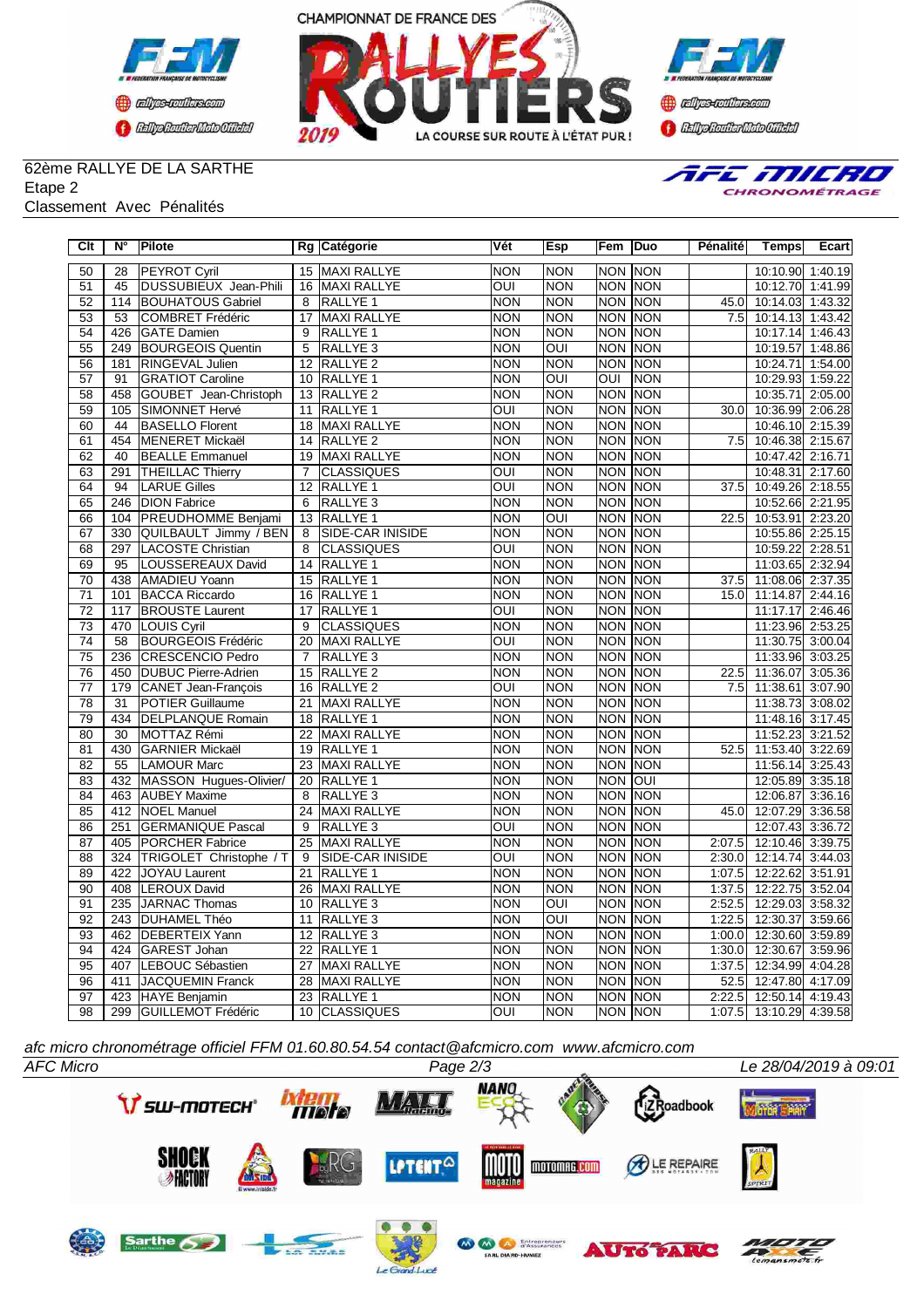62ème RALLYE DE LA SARTHE
Etape 2
Classement Avec Pénalités

| Clt | N° | Pilote | Rg | Catégorie | Vét | Esp | Fem | Duo | Pénalité | Temps | Ecart |
|---|---|---|---|---|---|---|---|---|---|---|---|
| 50 | 28 | PEYROT Cyril | 15 | MAXI RALLYE | NON | NON | NON | NON | | 10:10.90 | 1:40.19 |
| 51 | 45 | DUSSUBIEUX Jean-Phili | 16 | MAXI RALLYE | OUI | NON | NON | NON | | 10:12.70 | 1:41.99 |
| 52 | 114 | BOUHATOUS Gabriel | 8 | RALLYE 1 | NON | NON | NON | NON | 45.0 | 10:14.03 | 1:43.32 |
| 53 | 53 | COMBRET Frédéric | 17 | MAXI RALLYE | NON | NON | NON | NON | 7.5 | 10:14.13 | 1:43.42 |
| 54 | 426 | GATE Damien | 9 | RALLYE 1 | NON | NON | NON | NON | | 10:17.14 | 1:46.43 |
| 55 | 249 | BOURGEOIS Quentin | 5 | RALLYE 3 | NON | OUI | NON | NON | | 10:19.57 | 1:48.86 |
| 56 | 181 | RINGEVAL Julien | 12 | RALLYE 2 | NON | NON | NON | NON | | 10:24.71 | 1:54.00 |
| 57 | 91 | GRATIOT Caroline | 10 | RALLYE 1 | NON | OUI | OUI | NON | | 10:29.93 | 1:59.22 |
| 58 | 458 | GOUBET Jean-Christoph | 13 | RALLYE 2 | NON | NON | NON | NON | | 10:35.71 | 2:05.00 |
| 59 | 105 | SIMONNET Hervé | 11 | RALLYE 1 | OUI | NON | NON | NON | 30.0 | 10:36.99 | 2:06.28 |
| 60 | 44 | BASELLO Florent | 18 | MAXI RALLYE | NON | NON | NON | NON | | 10:46.10 | 2:15.39 |
| 61 | 454 | MENERET Mickaël | 14 | RALLYE 2 | NON | NON | NON | NON | 7.5 | 10:46.38 | 2:15.67 |
| 62 | 40 | BEALLE Emmanuel | 19 | MAXI RALLYE | NON | NON | NON | NON | | 10:47.42 | 2:16.71 |
| 63 | 291 | THEILLAC Thierry | 7 | CLASSIQUES | OUI | NON | NON | NON | | 10:48.31 | 2:17.60 |
| 64 | 94 | LARUE Gilles | 12 | RALLYE 1 | OUI | NON | NON | NON | 37.5 | 10:49.26 | 2:18.55 |
| 65 | 246 | DION Fabrice | 6 | RALLYE 3 | NON | NON | NON | NON | | 10:52.66 | 2:21.95 |
| 66 | 104 | PREUDHOMME Benjami | 13 | RALLYE 1 | NON | OUI | NON | NON | 22.5 | 10:53.91 | 2:23.20 |
| 67 | 330 | QUILBAULT Jimmy / BEN | 8 | SIDE-CAR INISIDE | NON | NON | NON | NON | | 10:55.86 | 2:25.15 |
| 68 | 297 | LACOSTE Christian | 8 | CLASSIQUES | OUI | NON | NON | NON | | 10:59.22 | 2:28.51 |
| 69 | 95 | LOUSSEREAUX David | 14 | RALLYE 1 | NON | NON | NON | NON | | 11:03.65 | 2:32.94 |
| 70 | 438 | AMADIEU Yoann | 15 | RALLYE 1 | NON | NON | NON | NON | 37.5 | 11:08.06 | 2:37.35 |
| 71 | 101 | BACCA Riccardo | 16 | RALLYE 1 | NON | NON | NON | NON | 15.0 | 11:14.87 | 2:44.16 |
| 72 | 117 | BROUSTE Laurent | 17 | RALLYE 1 | OUI | NON | NON | NON | | 11:17.17 | 2:46.46 |
| 73 | 470 | LOUIS Cyril | 9 | CLASSIQUES | NON | NON | NON | NON | | 11:23.96 | 2:53.25 |
| 74 | 58 | BOURGEOIS Frédéric | 20 | MAXI RALLYE | OUI | NON | NON | NON | | 11:30.75 | 3:00.04 |
| 75 | 236 | CRESCENCIO Pedro | 7 | RALLYE 3 | NON | NON | NON | NON | | 11:33.96 | 3:03.25 |
| 76 | 450 | DUBUC Pierre-Adrien | 15 | RALLYE 2 | NON | NON | NON | NON | 22.5 | 11:36.07 | 3:05.36 |
| 77 | 179 | CANET Jean-François | 16 | RALLYE 2 | OUI | NON | NON | NON | 7.5 | 11:38.61 | 3:07.90 |
| 78 | 31 | POTIER Guillaume | 21 | MAXI RALLYE | NON | NON | NON | NON | | 11:38.73 | 3:08.02 |
| 79 | 434 | DELPLANQUE Romain | 18 | RALLYE 1 | NON | NON | NON | NON | | 11:48.16 | 3:17.45 |
| 80 | 30 | MOTTAZ Rémi | 22 | MAXI RALLYE | NON | NON | NON | NON | | 11:52.23 | 3:21.52 |
| 81 | 430 | GARNIER Mickaël | 19 | RALLYE 1 | NON | NON | NON | NON | 52.5 | 11:53.40 | 3:22.69 |
| 82 | 55 | LAMOUR Marc | 23 | MAXI RALLYE | NON | NON | NON | NON | | 11:56.14 | 3:25.43 |
| 83 | 432 | MASSON Hugues-Olivier/ | 20 | RALLYE 1 | NON | NON | NON | OUI | | 12:05.89 | 3:35.18 |
| 84 | 463 | AUBEY Maxime | 8 | RALLYE 3 | NON | NON | NON | NON | | 12:06.87 | 3:36.16 |
| 85 | 412 | NOEL Manuel | 24 | MAXI RALLYE | NON | NON | NON | NON | 45.0 | 12:07.29 | 3:36.58 |
| 86 | 251 | GERMANIQUE Pascal | 9 | RALLYE 3 | OUI | NON | NON | NON | | 12:07.43 | 3:36.72 |
| 87 | 405 | PORCHER Fabrice | 25 | MAXI RALLYE | NON | NON | NON | NON | 2:07.5 | 12:10.46 | 3:39.75 |
| 88 | 324 | TRIGOLET Christophe / T | 9 | SIDE-CAR INISIDE | OUI | NON | NON | NON | 2:30.0 | 12:14.74 | 3:44.03 |
| 89 | 422 | JOYAU Laurent | 21 | RALLYE 1 | NON | NON | NON | NON | 1:07.5 | 12:22.62 | 3:51.91 |
| 90 | 408 | LEROUX David | 26 | MAXI RALLYE | NON | NON | NON | NON | 1:37.5 | 12:22.75 | 3:52.04 |
| 91 | 235 | JARNAC Thomas | 10 | RALLYE 3 | NON | OUI | NON | NON | 2:52.5 | 12:29.03 | 3:58.32 |
| 92 | 243 | DUHAMEL Théo | 11 | RALLYE 3 | NON | OUI | NON | NON | 1:22.5 | 12:30.37 | 3:59.66 |
| 93 | 462 | DEBERTEIX Yann | 12 | RALLYE 3 | NON | NON | NON | NON | 1:00.0 | 12:30.60 | 3:59.89 |
| 94 | 424 | GAREST Johan | 22 | RALLYE 1 | NON | NON | NON | NON | 1:30.0 | 12:30.67 | 3:59.96 |
| 95 | 407 | LEBOUC Sébastien | 27 | MAXI RALLYE | NON | NON | NON | NON | 1:37.5 | 12:34.99 | 4:04.28 |
| 96 | 411 | JACQUEMIN Franck | 28 | MAXI RALLYE | NON | NON | NON | NON | 52.5 | 12:47.80 | 4:17.09 |
| 97 | 423 | HAYE Benjamin | 23 | RALLYE 1 | NON | NON | NON | NON | 2:22.5 | 12:50.14 | 4:19.43 |
| 98 | 299 | GUILLEMOT Frédéric | 10 | CLASSIQUES | OUI | NON | NON | NON | 1:07.5 | 13:10.29 | 4:39.58 |

*afc micro chronométrage officiel FFM 01.60.80.54.54 contact@afcmicro.com www.afcmicro.com*

*AFC Micro* — *Le 28/04/2019 à 09:01*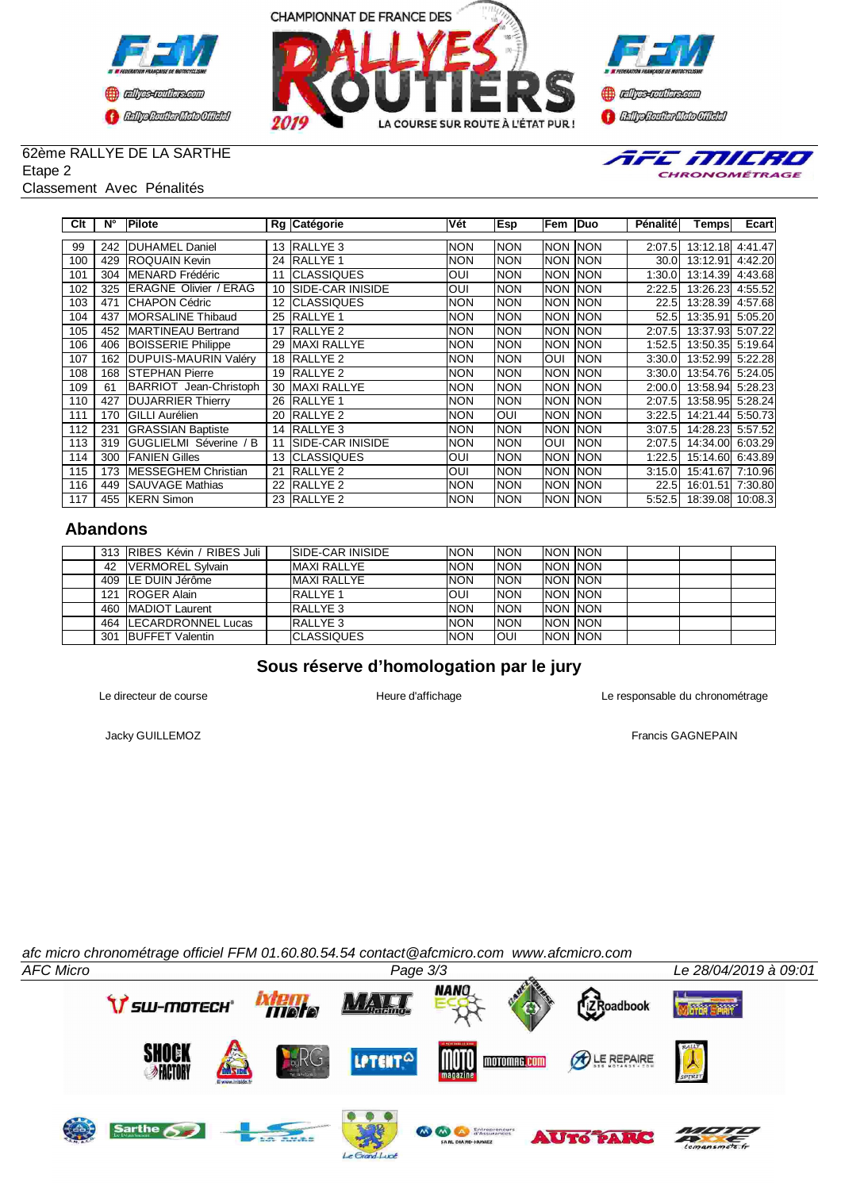CHAMPIONNAT DE FRANCE DES RALLYES ROUTIERS 2019 — LA COURSE SUR ROUTE À L'ÉTAT PUR !

62ème RALLYE DE LA SARTHE
Etape 2
Classement Avec Pénalités

| Clt | N° | Pilote | Rg | Catégorie | Vét | Esp | Fem | Duo | Pénalité | Temps | Ecart |
|---|---|---|---|---|---|---|---|---|---|---|---|
| 99 | 242 | DUHAMEL Daniel | 13 | RALLYE 3 | NON | NON | NON | NON | 2:07.5 | 13:12.18 | 4:41.47 |
| 100 | 429 | ROQUAIN Kevin | 24 | RALLYE 1 | NON | NON | NON | NON | 30.0 | 13:12.91 | 4:42.20 |
| 101 | 304 | MENARD Frédéric | 11 | CLASSIQUES | OUI | NON | NON | NON | 1:30.0 | 13:14.39 | 4:43.68 |
| 102 | 325 | ERAGNE Olivier / ERAG | 10 | SIDE-CAR INISIDE | OUI | NON | NON | NON | 2:22.5 | 13:26.23 | 4:55.52 |
| 103 | 471 | CHAPON Cédric | 12 | CLASSIQUES | NON | NON | NON | NON | 22.5 | 13:28.39 | 4:57.68 |
| 104 | 437 | MORSALINE Thibaud | 25 | RALLYE 1 | NON | NON | NON | NON | 52.5 | 13:35.91 | 5:05.20 |
| 105 | 452 | MARTINEAU Bertrand | 17 | RALLYE 2 | NON | NON | NON | NON | 2:07.5 | 13:37.93 | 5:07.22 |
| 106 | 406 | BOISSERIE Philippe | 29 | MAXI RALLYE | NON | NON | NON | NON | 1:52.5 | 13:50.35 | 5:19.64 |
| 107 | 162 | DUPUIS-MAURIN Valéry | 18 | RALLYE 2 | NON | NON | OUI | NON | 3:30.0 | 13:52.99 | 5:22.28 |
| 108 | 168 | STEPHAN Pierre | 19 | RALLYE 2 | NON | NON | NON | NON | 3:30.0 | 13:54.76 | 5:24.05 |
| 109 | 61 | BARRIOT Jean-Christoph | 30 | MAXI RALLYE | NON | NON | NON | NON | 2:00.0 | 13:58.94 | 5:28.23 |
| 110 | 427 | DUJARRIER Thierry | 26 | RALLYE 1 | NON | NON | NON | NON | 2:07.5 | 13:58.95 | 5:28.24 |
| 111 | 170 | GILLI Aurélien | 20 | RALLYE 2 | NON | OUI | NON | NON | 3:22.5 | 14:21.44 | 5:50.73 |
| 112 | 231 | GRASSIAN Baptiste | 14 | RALLYE 3 | NON | NON | NON | NON | 3:07.5 | 14:28.23 | 5:57.52 |
| 113 | 319 | GUGLIELMI Séverine / B | 11 | SIDE-CAR INISIDE | NON | NON | OUI | NON | 2:07.5 | 14:34.00 | 6:03.29 |
| 114 | 300 | FANIEN Gilles | 13 | CLASSIQUES | OUI | NON | NON | NON | 1:22.5 | 15:14.60 | 6:43.89 |
| 115 | 173 | MESSEGHEM Christian | 21 | RALLYE 2 | OUI | NON | NON | NON | 3:15.0 | 15:41.67 | 7:10.96 |
| 116 | 449 | SAUVAGE Mathias | 22 | RALLYE 2 | NON | NON | NON | NON | 22.5 | 16:01.51 | 7:30.80 |
| 117 | 455 | KERN Simon | 23 | RALLYE 2 | NON | NON | NON | NON | 5:52.5 | 18:39.08 | 10:08.3 |

## Abandons

| | | | | | | | | | | | |
|---|---|---|---|---|---|---|---|---|---|---|---|
| | 313 | RIBES Kévin / RIBES Juli | | SIDE-CAR INISIDE | NON | NON | NON | NON | | | |
| | 42 | VERMOREL Sylvain | | MAXI RALLYE | NON | NON | NON | NON | | | |
| | 409 | LE DUIN Jérôme | | MAXI RALLYE | NON | NON | NON | NON | | | |
| | 121 | ROGER Alain | | RALLYE 1 | OUI | NON | NON | NON | | | |
| | 460 | MADIOT Laurent | | RALLYE 3 | NON | NON | NON | NON | | | |
| | 464 | LECARDRONNEL Lucas | | RALLYE 3 | NON | NON | NON | NON | | | |
| | 301 | BUFFET Valentin | | CLASSIQUES | NON | OUI | NON | NON | | | |

## Sous réserve d'homologation par le jury

Le directeur de course — Heure d'affichage — Le responsable du chronométrage

Jacky GUILLEMOZ — Francis GAGNEPAIN

*afc micro chronométrage officiel FFM 01.60.80.54.54 contact@afcmicro.com www.afcmicro.com*

*AFC Micro* — *Le 28/04/2019 à 09:01*